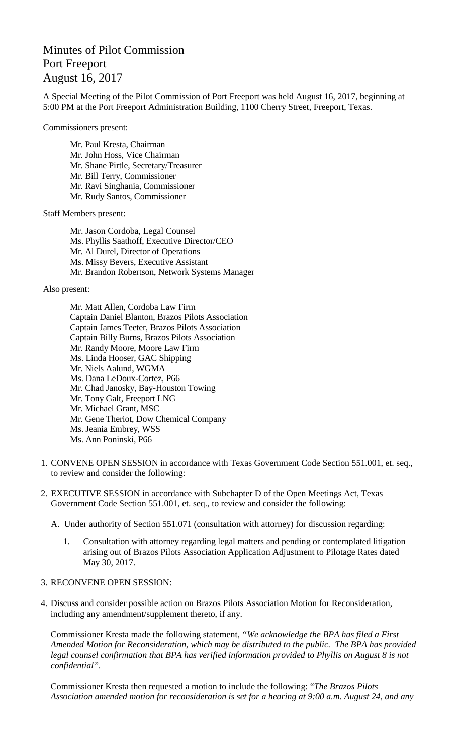# Minutes of Pilot Commission
# Port Freeport
# August 16, 2017

A Special Meeting of the Pilot Commission of Port Freeport was held August 16, 2017, beginning at 5:00 PM at the Port Freeport Administration Building, 1100 Cherry Street, Freeport, Texas.

Commissioners present:

Mr. Paul Kresta, Chairman
Mr. John Hoss, Vice Chairman
Mr. Shane Pirtle, Secretary/Treasurer
Mr. Bill Terry, Commissioner
Mr. Ravi Singhania, Commissioner
Mr. Rudy Santos, Commissioner

Staff Members present:

Mr. Jason Cordoba, Legal Counsel
Ms. Phyllis Saathoff, Executive Director/CEO
Mr. Al Durel, Director of Operations
Ms. Missy Bevers, Executive Assistant
Mr. Brandon Robertson, Network Systems Manager

Also present:

Mr. Matt Allen, Cordoba Law Firm
Captain Daniel Blanton, Brazos Pilots Association
Captain James Teeter, Brazos Pilots Association
Captain Billy Burns, Brazos Pilots Association
Mr. Randy Moore, Moore Law Firm
Ms. Linda Hooser, GAC Shipping
Mr. Niels Aalund, WGMA
Ms. Dana LeDoux-Cortez, P66
Mr. Chad Janosky, Bay-Houston Towing
Mr. Tony Galt, Freeport LNG
Mr. Michael Grant, MSC
Mr. Gene Theriot, Dow Chemical Company
Ms. Jeania Embrey, WSS
Ms. Ann Poninski, P66

1. CONVENE OPEN SESSION in accordance with Texas Government Code Section 551.001, et. seq., to review and consider the following:

2. EXECUTIVE SESSION in accordance with Subchapter D of the Open Meetings Act, Texas Government Code Section 551.001, et. seq., to review and consider the following:

   A. Under authority of Section 551.071 (consultation with attorney) for discussion regarding:

      1. Consultation with attorney regarding legal matters and pending or contemplated litigation arising out of Brazos Pilots Association Application Adjustment to Pilotage Rates dated May 30, 2017.

3. RECONVENE OPEN SESSION:

4. Discuss and consider possible action on Brazos Pilots Association Motion for Reconsideration, including any amendment/supplement thereto, if any.

   Commissioner Kresta made the following statement, *"We acknowledge the BPA has filed a First Amended Motion for Reconsideration, which may be distributed to the public. The BPA has provided legal counsel confirmation that BPA has verified information provided to Phyllis on August 8 is not confidential"*.

   Commissioner Kresta then requested a motion to include the following: "*The Brazos Pilots Association amended motion for reconsideration is set for a hearing at 9:00 a.m. August 24, and any*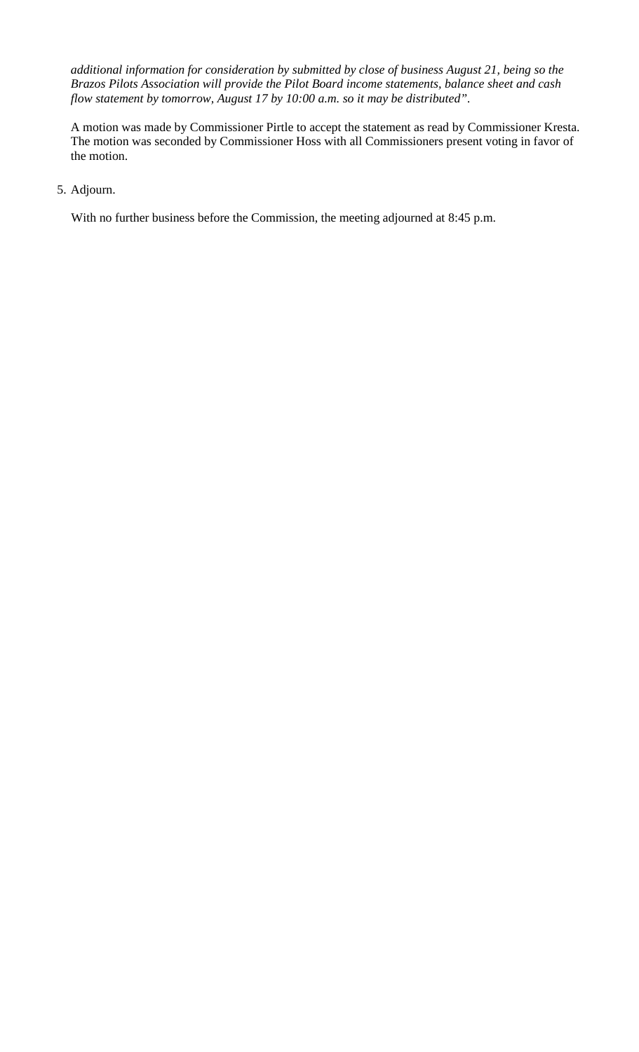*additional information for consideration by submitted by close of business August 21, being so the Brazos Pilots Association will provide the Pilot Board income statements, balance sheet and cash flow statement by tomorrow, August 17 by 10:00 a.m. so it may be distributed".*

A motion was made by Commissioner Pirtle to accept the statement as read by Commissioner Kresta. The motion was seconded by Commissioner Hoss with all Commissioners present voting in favor of the motion.

5. Adjourn.

With no further business before the Commission, the meeting adjourned at 8:45 p.m.